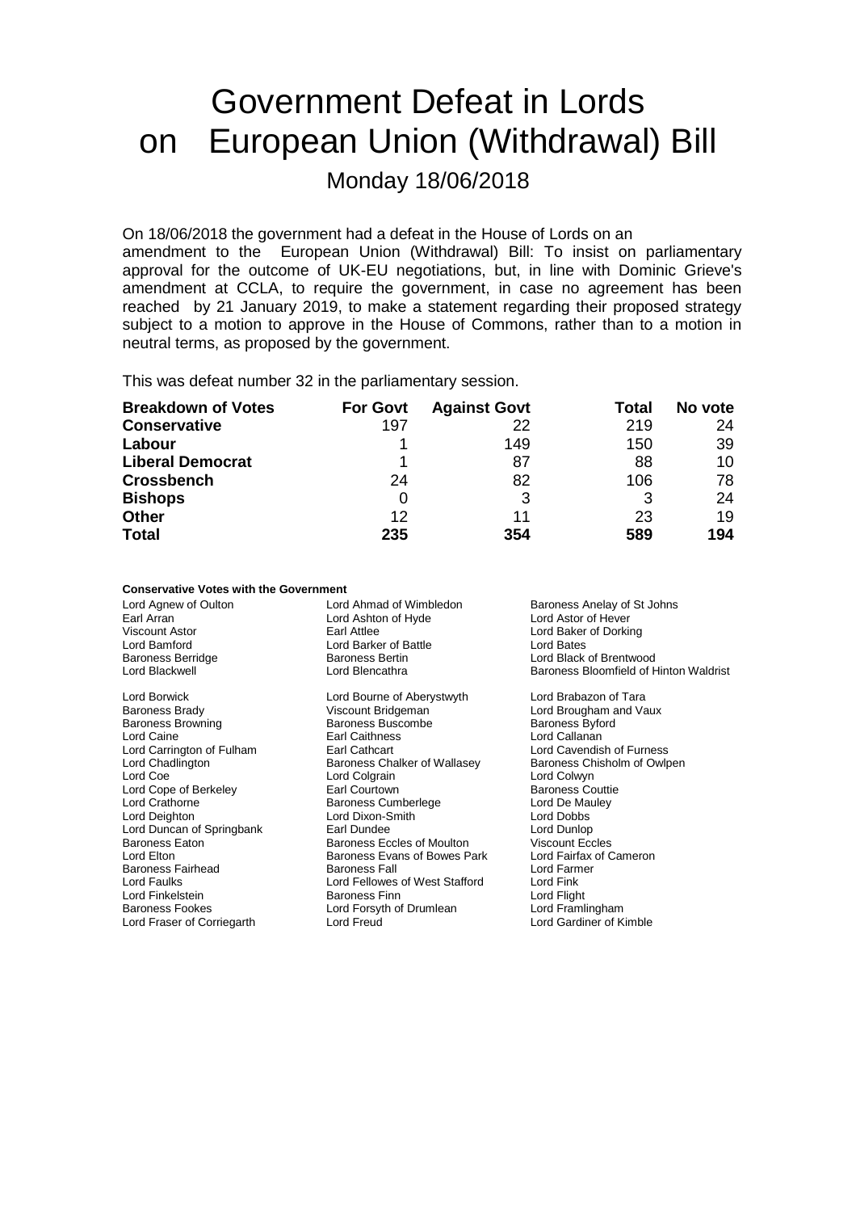# Government Defeat in Lords on European Union (Withdrawal) Bill

Monday 18/06/2018

On 18/06/2018 the government had a defeat in the House of Lords on an amendment to the European Union (Withdrawal) Bill: To insist on parliamentary approval for the outcome of UK-EU negotiations, but, in line with Dominic Grieve's amendment at CCLA, to require the government, in case no agreement has been reached by 21 January 2019, to make a statement regarding their proposed strategy subject to a motion to approve in the House of Commons, rather than to a motion in neutral terms, as proposed by the government.

This was defeat number 32 in the parliamentary session.

| Breakdown of Votes | For Govt | Against Govt | Total | No vote |
|---|---|---|---|---|
| **Conservative** | 197 | 22 | 219 | 24 |
| **Labour** | 1 | 149 | 150 | 39 |
| **Liberal Democrat** | 1 | 87 | 88 | 10 |
| **Crossbench** | 24 | 82 | 106 | 78 |
| **Bishops** | 0 | 3 | 3 | 24 |
| **Other** | 12 | 11 | 23 | 19 |
| **Total** | **235** | **354** | **589** | **194** |

**Conservative Votes with the Government**

| | | |
|---|---|---|
| Lord Agnew of Oulton | Lord Ahmad of Wimbledon | Baroness Anelay of St Johns |
| Earl Arran | Lord Ashton of Hyde | Lord Astor of Hever |
| Viscount Astor | Earl Attlee | Lord Baker of Dorking |
| Lord Bamford | Lord Barker of Battle | Lord Bates |
| Baroness Berridge | Baroness Bertin | Lord Black of Brentwood |
| Lord Blackwell | Lord Blencathra | Baroness Bloomfield of Hinton Waldrist |
| Lord Borwick | Lord Bourne of Aberystwyth | Lord Brabazon of Tara |
| Baroness Brady | Viscount Bridgeman | Lord Brougham and Vaux |
| Baroness Browning | Baroness Buscombe | Baroness Byford |
| Lord Caine | Earl Caithness | Lord Callanan |
| Lord Carrington of Fulham | Earl Cathcart | Lord Cavendish of Furness |
| Lord Chadlington | Baroness Chalker of Wallasey | Baroness Chisholm of Owlpen |
| Lord Coe | Lord Colgrain | Lord Colwyn |
| Lord Cope of Berkeley | Earl Courtown | Baroness Couttie |
| Lord Crathorne | Baroness Cumberlege | Lord De Mauley |
| Lord Deighton | Lord Dixon-Smith | Lord Dobbs |
| Lord Duncan of Springbank | Earl Dundee | Lord Dunlop |
| Baroness Eaton | Baroness Eccles of Moulton | Viscount Eccles |
| Lord Elton | Baroness Evans of Bowes Park | Lord Fairfax of Cameron |
| Baroness Fairhead | Baroness Fall | Lord Farmer |
| Lord Faulks | Lord Fellowes of West Stafford | Lord Fink |
| Lord Finkelstein | Baroness Finn | Lord Flight |
| Baroness Fookes | Lord Forsyth of Drumlean | Lord Framlingham |
| Lord Fraser of Corriegarth | Lord Freud | Lord Gardiner of Kimble |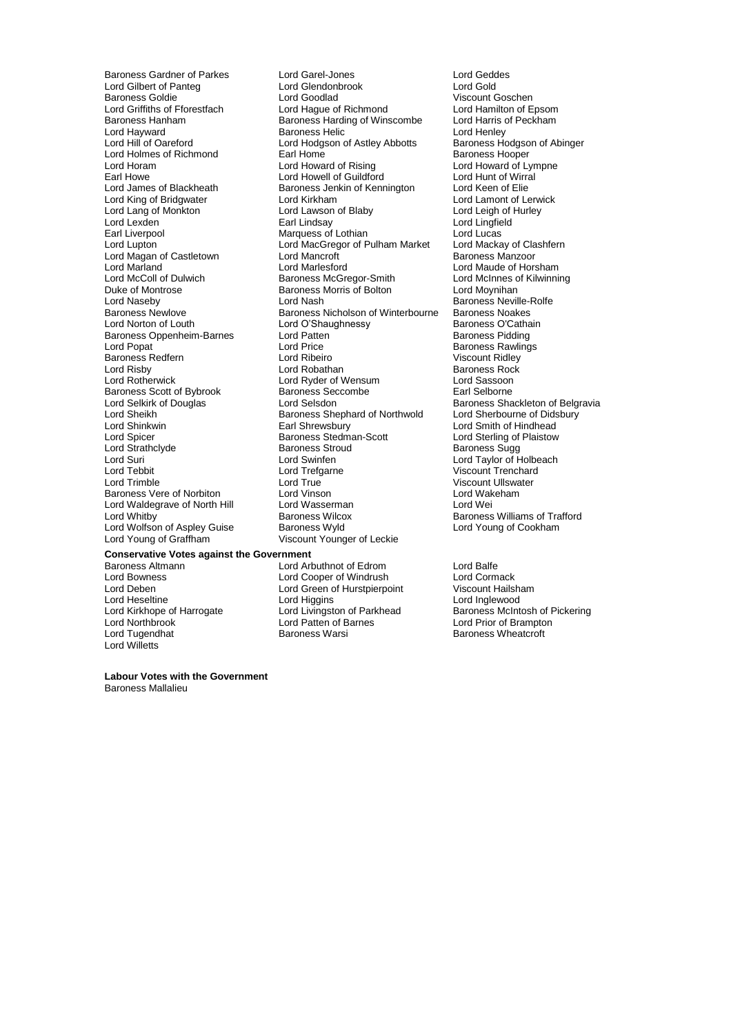Baroness Gardner of Parkes
Lord Garel-Jones
Lord Geddes
Lord Gilbert of Panteg
Lord Glendonbrook
Lord Gold
Baroness Goldie
Lord Goodlad
Viscount Goschen
Lord Griffiths of Fforestfach
Lord Hague of Richmond
Lord Hamilton of Epsom
Baroness Hanham
Baroness Harding of Winscombe
Lord Harris of Peckham
Lord Hayward
Baroness Helic
Lord Henley
Lord Hill of Oareford
Lord Hodgson of Astley Abbotts
Baroness Hodgson of Abinger
Lord Holmes of Richmond
Earl Home
Baroness Hooper
Lord Horam
Lord Howard of Rising
Lord Howard of Lympne
Earl Howe
Lord Howell of Guildford
Lord Hunt of Wirral
Lord James of Blackheath
Baroness Jenkin of Kennington
Lord Keen of Elie
Lord King of Bridgwater
Lord Kirkham
Lord Lamont of Lerwick
Lord Lang of Monkton
Lord Lawson of Blaby
Lord Leigh of Hurley
Lord Lexden
Earl Lindsay
Lord Lingfield
Earl Liverpool
Marquess of Lothian
Lord Lucas
Lord Lupton
Lord MacGregor of Pulham Market
Lord Mackay of Clashfern
Lord Magan of Castletown
Lord Mancroft
Baroness Manzoor
Lord Marland
Lord Marlesford
Lord Maude of Horsham
Lord McColl of Dulwich
Baroness McGregor-Smith
Lord McInnes of Kilwinning
Duke of Montrose
Baroness Morris of Bolton
Lord Moynihan
Lord Naseby
Lord Nash
Baroness Neville-Rolfe
Baroness Newlove
Baroness Nicholson of Winterbourne
Baroness Noakes
Lord Norton of Louth
Lord O'Shaughnessy
Baroness O'Cathain
Baroness Oppenheim-Barnes
Lord Patten
Baroness Pidding
Lord Popat
Lord Price
Baroness Rawlings
Baroness Redfern
Lord Ribeiro
Viscount Ridley
Lord Risby
Lord Robathan
Baroness Rock
Lord Rotherwick
Lord Ryder of Wensum
Lord Sassoon
Baroness Scott of Bybrook
Baroness Seccombe
Earl Selborne
Lord Selkirk of Douglas
Lord Selsdon
Baroness Shackleton of Belgravia
Lord Sheikh
Baroness Shephard of Northwold
Lord Sherbourne of Didsbury
Lord Shinkwin
Earl Shrewsbury
Lord Smith of Hindhead
Lord Spicer
Baroness Stedman-Scott
Lord Sterling of Plaistow
Lord Strathclyde
Baroness Stroud
Baroness Sugg
Lord Suri
Lord Swinfen
Lord Taylor of Holbeach
Lord Tebbit
Lord Trefgarne
Viscount Trenchard
Lord Trimble
Lord True
Viscount Ullswater
Baroness Vere of Norbiton
Lord Vinson
Lord Wakeham
Lord Waldegrave of North Hill
Lord Wasserman
Lord Wei
Lord Whitby
Baroness Wilcox
Baroness Williams of Trafford
Lord Wolfson of Aspley Guise
Baroness Wyld
Lord Young of Cookham
Lord Young of Graffham
Viscount Younger of Leckie

**Conservative Votes against the Government**

Baroness Altmann
Lord Arbuthnot of Edrom
Lord Balfe
Lord Bowness
Lord Cooper of Windrush
Lord Cormack
Lord Deben
Lord Green of Hurstpierpoint
Viscount Hailsham
Lord Heseltine
Lord Higgins
Lord Inglewood
Lord Kirkhope of Harrogate
Lord Livingston of Parkhead
Baroness McIntosh of Pickering
Lord Northbrook
Lord Patten of Barnes
Lord Prior of Brampton
Lord Tugendhat
Baroness Warsi
Baroness Wheatcroft
Lord Willetts

**Labour Votes with the Government**

Baroness Mallalieu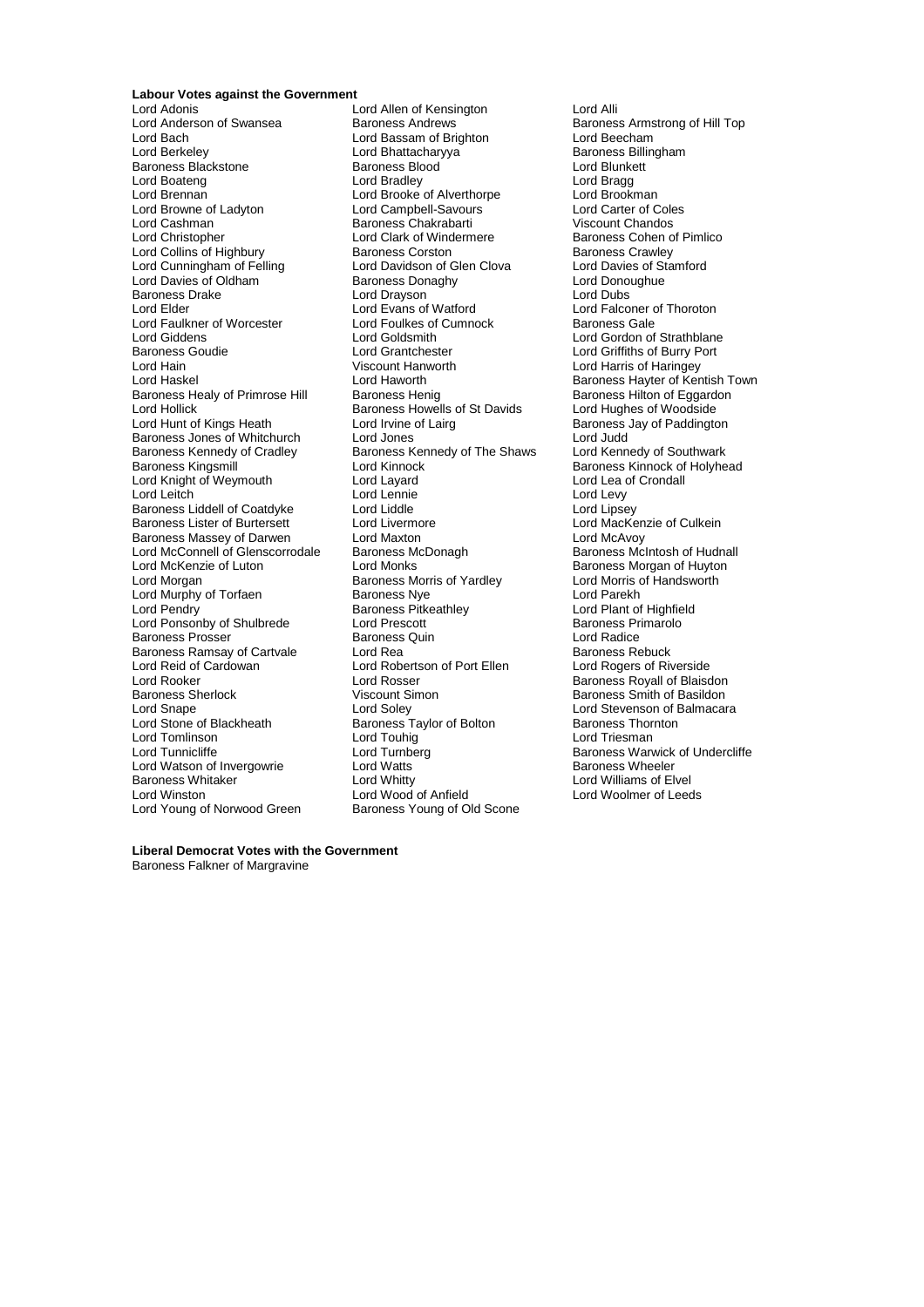**Labour Votes against the Government**

Lord Adonis
Lord Allen of Kensington
Lord Alli
Lord Anderson of Swansea
Baroness Andrews
Baroness Armstrong of Hill Top
Lord Bach
Lord Bassam of Brighton
Lord Beecham
Lord Berkeley
Lord Bhattacharyya
Baroness Billingham
Baroness Blackstone
Baroness Blood
Lord Blunkett
Lord Boateng
Lord Bradley
Lord Bragg
Lord Brennan
Lord Brooke of Alverthorpe
Lord Brookman
Lord Browne of Ladyton
Lord Campbell-Savours
Lord Carter of Coles
Lord Cashman
Baroness Chakrabarti
Viscount Chandos
Lord Christopher
Lord Clark of Windermere
Baroness Cohen of Pimlico
Lord Collins of Highbury
Baroness Corston
Baroness Crawley
Lord Cunningham of Felling
Lord Davidson of Glen Clova
Lord Davies of Stamford
Lord Davies of Oldham
Baroness Donaghy
Lord Donoughue
Baroness Drake
Lord Drayson
Lord Dubs
Lord Elder
Lord Evans of Watford
Lord Falconer of Thoroton
Lord Faulkner of Worcester
Lord Foulkes of Cumnock
Baroness Gale
Lord Giddens
Lord Goldsmith
Lord Gordon of Strathblane
Baroness Goudie
Lord Grantchester
Lord Griffiths of Burry Port
Lord Hain
Viscount Hanworth
Lord Harris of Haringey
Lord Haskel
Lord Haworth
Baroness Hayter of Kentish Town
Baroness Healy of Primrose Hill
Baroness Henig
Baroness Hilton of Eggardon
Lord Hollick
Baroness Howells of St Davids
Lord Hughes of Woodside
Lord Hunt of Kings Heath
Lord Irvine of Lairg
Baroness Jay of Paddington
Baroness Jones of Whitchurch
Lord Jones
Lord Judd
Baroness Kennedy of Cradley
Baroness Kennedy of The Shaws
Lord Kennedy of Southwark
Baroness Kingsmill
Lord Kinnock
Baroness Kinnock of Holyhead
Lord Knight of Weymouth
Lord Layard
Lord Lea of Crondall
Lord Leitch
Lord Lennie
Lord Levy
Baroness Liddell of Coatdyke
Lord Liddle
Lord Lipsey
Baroness Lister of Burtersett
Lord Livermore
Lord MacKenzie of Culkein
Baroness Massey of Darwen
Lord Maxton
Lord McAvoy
Lord McConnell of Glenscorrodale
Baroness McDonagh
Baroness McIntosh of Hudnall
Lord McKenzie of Luton
Lord Monks
Baroness Morgan of Huyton
Lord Morgan
Baroness Morris of Yardley
Lord Morris of Handsworth
Lord Murphy of Torfaen
Baroness Nye
Lord Parekh
Lord Pendry
Baroness Pitkeathley
Lord Plant of Highfield
Lord Ponsonby of Shulbrede
Lord Prescott
Baroness Primarolo
Baroness Prosser
Baroness Quin
Lord Radice
Baroness Ramsay of Cartvale
Lord Rea
Baroness Rebuck
Lord Reid of Cardowan
Lord Robertson of Port Ellen
Lord Rogers of Riverside
Lord Rooker
Lord Rosser
Baroness Royall of Blaisdon
Baroness Sherlock
Viscount Simon
Baroness Smith of Basildon
Lord Snape
Lord Soley
Lord Stevenson of Balmacara
Lord Stone of Blackheath
Baroness Taylor of Bolton
Baroness Thornton
Lord Tomlinson
Lord Touhig
Lord Triesman
Lord Tunnicliffe
Lord Turnberg
Baroness Warwick of Undercliffe
Lord Watson of Invergowrie
Lord Watts
Baroness Wheeler
Baroness Whitaker
Lord Whitty
Lord Williams of Elvel
Lord Winston
Lord Wood of Anfield
Lord Woolmer of Leeds
Lord Young of Norwood Green
Baroness Young of Old Scone

**Liberal Democrat Votes with the Government**

Baroness Falkner of Margravine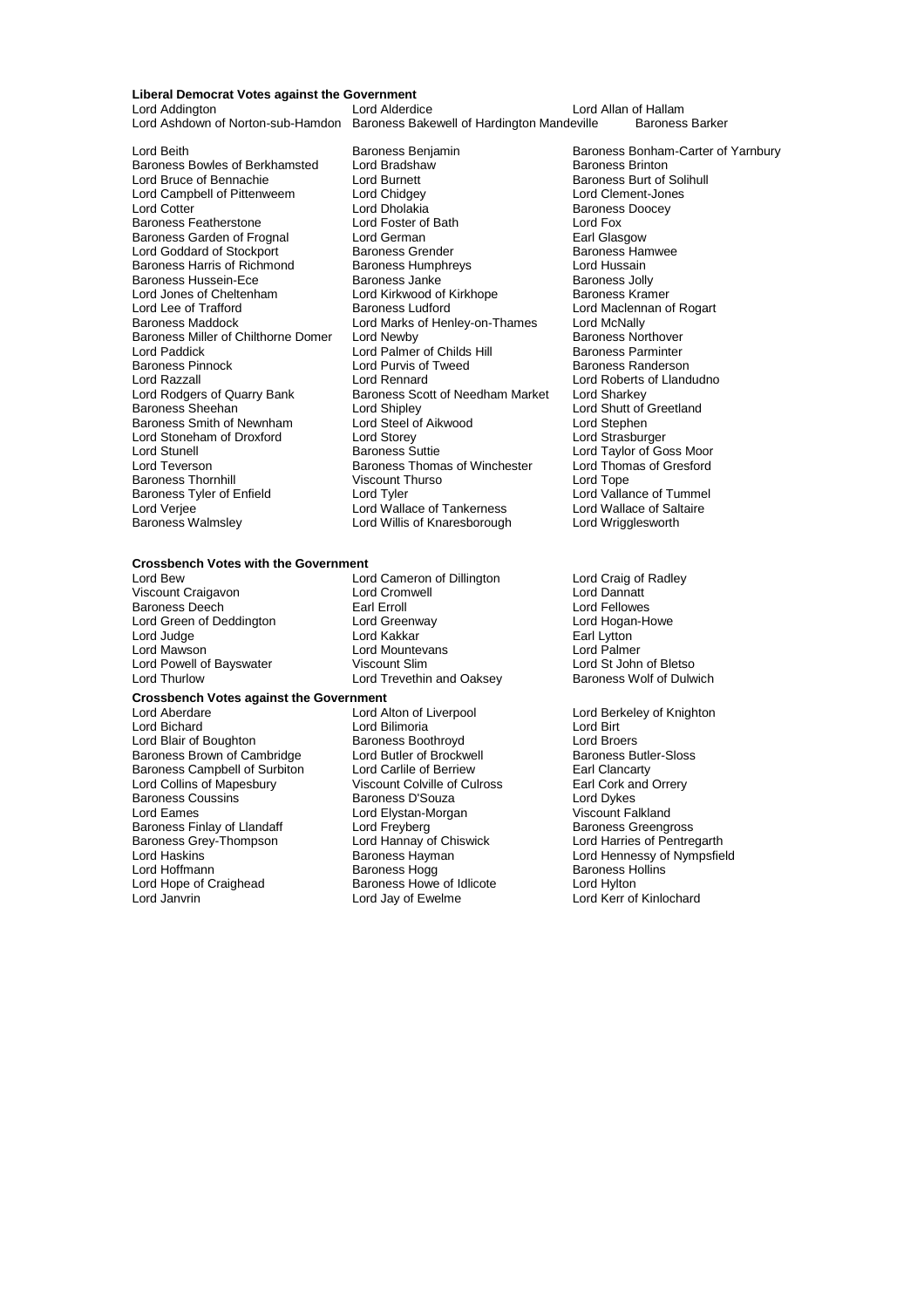**Liberal Democrat Votes against the Government**

Lord Addington, Lord Alderdice, Lord Allan of Hallam, Lord Ashdown of Norton-sub-Hamdon, Baroness Bakewell of Hardington Mandeville, Baroness Barker, Lord Beith, Baroness Benjamin, Baroness Bonham-Carter of Yarnbury, Baroness Bowles of Berkhamsted, Lord Bradshaw, Baroness Brinton, Lord Bruce of Bennachie, Lord Burnett, Baroness Burt of Solihull, Lord Campbell of Pittenweem, Lord Chidgey, Lord Clement-Jones, Lord Cotter, Lord Dholakia, Baroness Doocey, Baroness Featherstone, Lord Foster of Bath, Lord Fox, Baroness Garden of Frognal, Lord German, Earl Glasgow, Lord Goddard of Stockport, Baroness Grender, Baroness Hamwee, Baroness Harris of Richmond, Baroness Humphreys, Lord Hussain, Baroness Hussein-Ece, Baroness Janke, Baroness Jolly, Lord Jones of Cheltenham, Lord Kirkwood of Kirkhope, Baroness Kramer, Lord Lee of Trafford, Baroness Ludford, Lord Maclennan of Rogart, Baroness Maddock, Lord Marks of Henley-on-Thames, Lord McNally, Baroness Miller of Chilthorne Domer, Lord Newby, Baroness Northover, Lord Paddick, Lord Palmer of Childs Hill, Baroness Parminter, Baroness Pinnock, Lord Purvis of Tweed, Baroness Randerson, Lord Razzall, Lord Rennard, Lord Roberts of Llandudno, Lord Rodgers of Quarry Bank, Baroness Scott of Needham Market, Lord Sharkey, Baroness Sheehan, Lord Shipley, Lord Shutt of Greetland, Baroness Smith of Newnham, Lord Steel of Aikwood, Lord Stephen, Lord Stoneham of Droxford, Lord Storey, Lord Strasburger, Lord Stunell, Baroness Suttie, Lord Taylor of Goss Moor, Lord Teverson, Baroness Thomas of Winchester, Lord Thomas of Gresford, Baroness Thornhill, Viscount Thurso, Lord Tope, Baroness Tyler of Enfield, Lord Tyler, Lord Vallance of Tummel, Lord Verjee, Lord Wallace of Tankerness, Lord Wallace of Saltaire, Baroness Walmsley, Lord Willis of Knaresborough, Lord Wrigglesworth

**Crossbench Votes with the Government**

Lord Bew, Lord Cameron of Dillington, Lord Craig of Radley, Viscount Craigavon, Lord Cromwell, Lord Dannatt, Baroness Deech, Earl Erroll, Lord Fellowes, Lord Green of Deddington, Lord Greenway, Lord Hogan-Howe, Lord Judge, Lord Kakkar, Earl Lytton, Lord Mawson, Lord Mountevans, Lord Palmer, Lord Powell of Bayswater, Viscount Slim, Lord St John of Bletso, Lord Thurlow, Lord Trevethin and Oaksey, Baroness Wolf of Dulwich

**Crossbench Votes against the Government**

Lord Aberdare, Lord Alton of Liverpool, Lord Berkeley of Knighton, Lord Bichard, Lord Bilimoria, Lord Birt, Lord Blair of Boughton, Baroness Boothroyd, Lord Broers, Baroness Brown of Cambridge, Lord Butler of Brockwell, Baroness Butler-Sloss, Baroness Campbell of Surbiton, Lord Carlile of Berriew, Earl Clancarty, Lord Collins of Mapesbury, Viscount Colville of Culross, Earl Cork and Orrery, Baroness Coussins, Baroness D'Souza, Lord Dykes, Lord Eames, Lord Elystan-Morgan, Viscount Falkland, Baroness Finlay of Llandaff, Lord Freyberg, Baroness Greengross, Baroness Grey-Thompson, Lord Hannay of Chiswick, Lord Harries of Pentregarth, Lord Haskins, Baroness Hayman, Lord Hennessy of Nympsfield, Lord Hoffmann, Baroness Hogg, Baroness Hollins, Lord Hope of Craighead, Baroness Howe of Idlicote, Lord Hylton, Lord Janvrin, Lord Jay of Ewelme, Lord Kerr of Kinlochard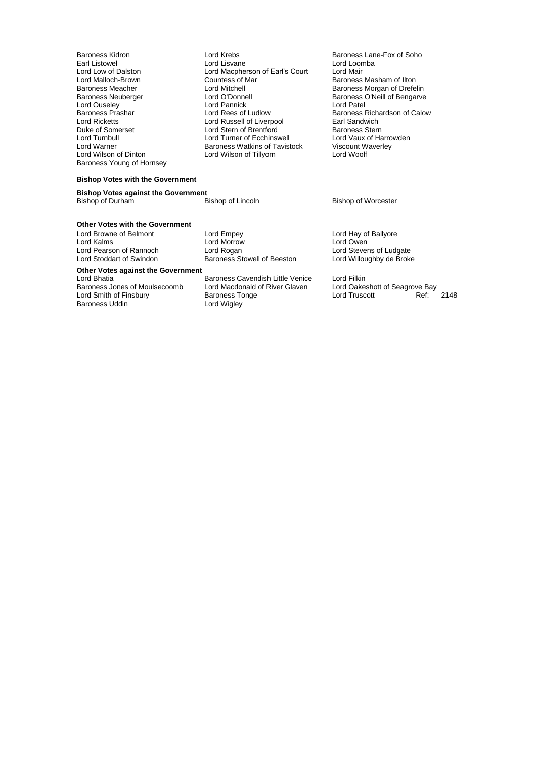Baroness Kidron
Lord Krebs
Baroness Lane-Fox of Soho
Earl Listowel
Lord Lisvane
Lord Loomba
Lord Low of Dalston
Lord Macpherson of Earl's Court
Lord Mair
Lord Malloch-Brown
Countess of Mar
Baroness Masham of Ilton
Baroness Meacher
Lord Mitchell
Baroness Morgan of Drefelin
Baroness Neuberger
Lord O'Donnell
Baroness O'Neill of Bengarve
Lord Ouseley
Lord Pannick
Lord Patel
Baroness Prashar
Lord Rees of Ludlow
Baroness Richardson of Calow
Lord Ricketts
Lord Russell of Liverpool
Earl Sandwich
Duke of Somerset
Lord Stern of Brentford
Baroness Stern
Lord Turnbull
Lord Turner of Ecchinswell
Lord Vaux of Harrowden
Lord Warner
Baroness Watkins of Tavistock
Viscount Waverley
Lord Wilson of Dinton
Lord Wilson of Tillyorn
Lord Woolf
Baroness Young of Hornsey

**Bishop Votes with the Government**

**Bishop Votes against the Government**

Bishop of Durham
Bishop of Lincoln
Bishop of Worcester

**Other Votes with the Government**

Lord Browne of Belmont
Lord Empey
Lord Hay of Ballyore
Lord Kalms
Lord Morrow
Lord Owen
Lord Pearson of Rannoch
Lord Rogan
Lord Stevens of Ludgate
Lord Stoddart of Swindon
Baroness Stowell of Beeston
Lord Willoughby de Broke

**Other Votes against the Government**

Lord Bhatia
Baroness Cavendish Little Venice
Lord Filkin
Baroness Jones of Moulsecoomb
Lord Macdonald of River Glaven
Lord Oakeshott of Seagrove Bay
Lord Smith of Finsbury
Baroness Tonge
Lord Truscott
Baroness Uddin
Lord Wigley

Ref: 2148